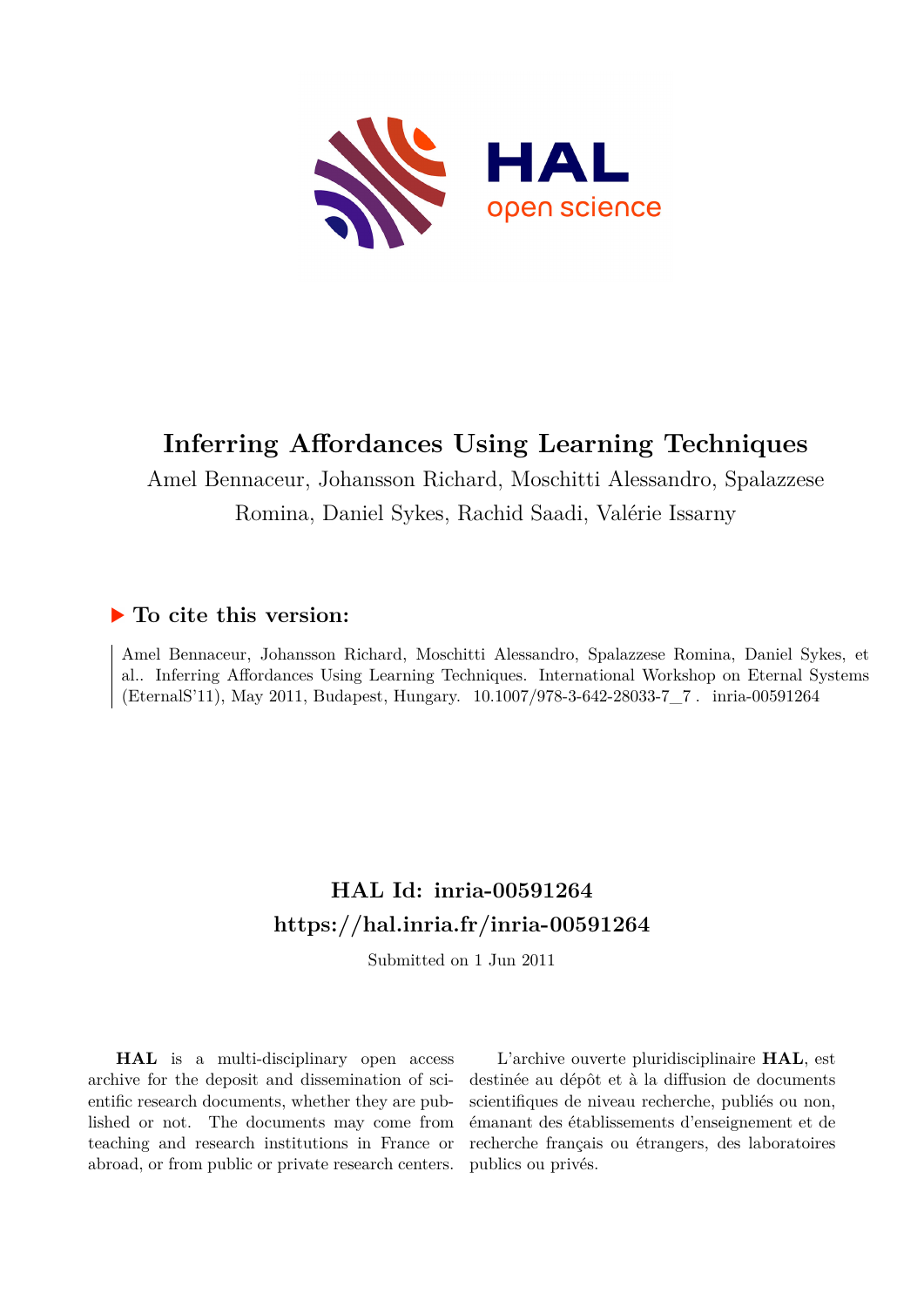# Inferring Affordances Using Learning Techniques

Amel Bennaceur, Johansson Richard, Moschitti Alessandro, Spalazzese Romina, Daniel Sykes, Rachid Saadi, Valérie Issarny

## ▶ To cite this version:

Amel Bennaceur, Johansson Richard, Moschitti Alessandro, Spalazzese Romina, Daniel Sykes, et al.. Inferring Affordances Using Learning Techniques. International Workshop on Eternal Systems (EternalS'11), May 2011, Budapest, Hungary. 10.1007/978-3-642-28033-7_7 . inria-00591264

## HAL Id: inria-00591264
## https://hal.inria.fr/inria-00591264

Submitted on 1 Jun 2011

**HAL** is a multi-disciplinary open access archive for the deposit and dissemination of scientific research documents, whether they are published or not. The documents may come from teaching and research institutions in France or abroad, or from public or private research centers.

L'archive ouverte pluridisciplinaire **HAL**, est destinée au dépôt et à la diffusion de documents scientifiques de niveau recherche, publiés ou non, émanant des établissements d'enseignement et de recherche français ou étrangers, des laboratoires publics ou privés.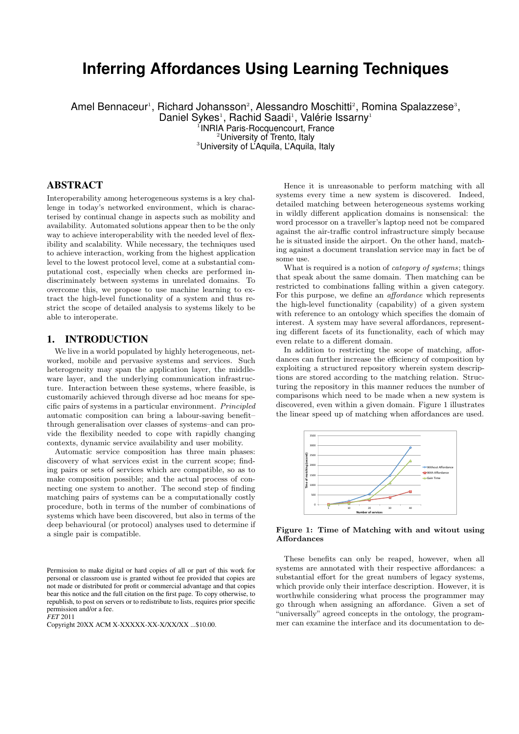# Inferring Affordances Using Learning Techniques

Amel Bennaceur[1], Richard Johansson[2], Alessandro Moschitti[2], Romina Spalazzese[3], Daniel Sykes[1], Rachid Saadi[1], Valérie Issarny[1]

[1]INRIA Paris-Rocquencourt, France
[2]University of Trento, Italy
[3]University of L'Aquila, L'Aquila, Italy

## ABSTRACT

Interoperability among heterogeneous systems is a key challenge in today's networked environment, which is characterised by continual change in aspects such as mobility and availability. Automated solutions appear then to be the only way to achieve interoperability with the needed level of flexibility and scalability. While necessary, the techniques used to achieve interaction, working from the highest application level to the lowest protocol level, come at a substantial computational cost, especially when checks are performed indiscriminately between systems in unrelated domains. To overcome this, we propose to use machine learning to extract the high-level functionality of a system and thus restrict the scope of detailed analysis to systems likely to be able to interoperate.

## 1. INTRODUCTION

We live in a world populated by highly heterogeneous, networked, mobile and pervasive systems and services. Such heterogeneity may span the application layer, the middleware layer, and the underlying communication infrastructure. Interaction between these systems, where feasible, is customarily achieved through diverse ad hoc means for specific pairs of systems in a particular environment. *Principled* automatic composition can bring a labour-saving benefit–through generalisation over classes of systems–and can provide the flexibility needed to cope with rapidly changing contexts, dynamic service availability and user mobility.

Automatic service composition has three main phases: discovery of what services exist in the current scope; finding pairs or sets of services which are compatible, so as to make composition possible; and the actual process of connecting one system to another. The second step of finding matching pairs of systems can be a computationally costly procedure, both in terms of the number of combinations of systems which have been discovered, but also in terms of the deep behavioural (or protocol) analyses used to determine if a single pair is compatible.

Permission to make digital or hard copies of all or part of this work for personal or classroom use is granted without fee provided that copies are not made or distributed for profit or commercial advantage and that copies bear this notice and the full citation on the first page. To copy otherwise, to republish, to post on servers or to redistribute to lists, requires prior specific permission and/or a fee.
*FET* 2011
Copyright 20XX ACM X-XXXXX-XX-X/XX/XX ...$10.00.

Hence it is unreasonable to perform matching with all systems every time a new system is discovered. Indeed, detailed matching between heterogeneous systems working in wildly different application domains is nonsensical: the word processor on a traveller's laptop need not be compared against the air-traffic control infrastructure simply because he is situated inside the airport. On the other hand, matching against a document translation service may in fact be of some use.

What is required is a notion of *category of systems*; things that speak about the same domain. Then matching can be restricted to combinations falling within a given category. For this purpose, we define an *affordance* which represents the high-level functionality (capability) of a given system with reference to an ontology which specifies the domain of interest. A system may have several affordances, representing different facets of its functionality, each of which may even relate to a different domain.

In addition to restricting the scope of matching, affordances can further increase the efficiency of composition by exploiting a structured repository wherein system descriptions are stored according to the matching relation. Structuring the repository in this manner reduces the number of comparisons which need to be made when a new system is discovered, even within a given domain. Figure 1 illustrates the linear speed up of matching when affordances are used.

3500
3000
2500
2000
1500
1000
500
0
Time of matching (second)
1 10 20 30 40
Number of services
Without Affordance
With Affordance
Gain Time

**Figure 1: Time of Matching with and witout using Affordances**

These benefits can only be reaped, however, when all systems are annotated with their respective affordances: a substantial effort for the great numbers of legacy systems, which provide only their interface description. However, it is worthwhile considering what process the programmer may go through when assigning an affordance. Given a set of "universally" agreed concepts in the ontology, the programmer can examine the interface and its documentation to de-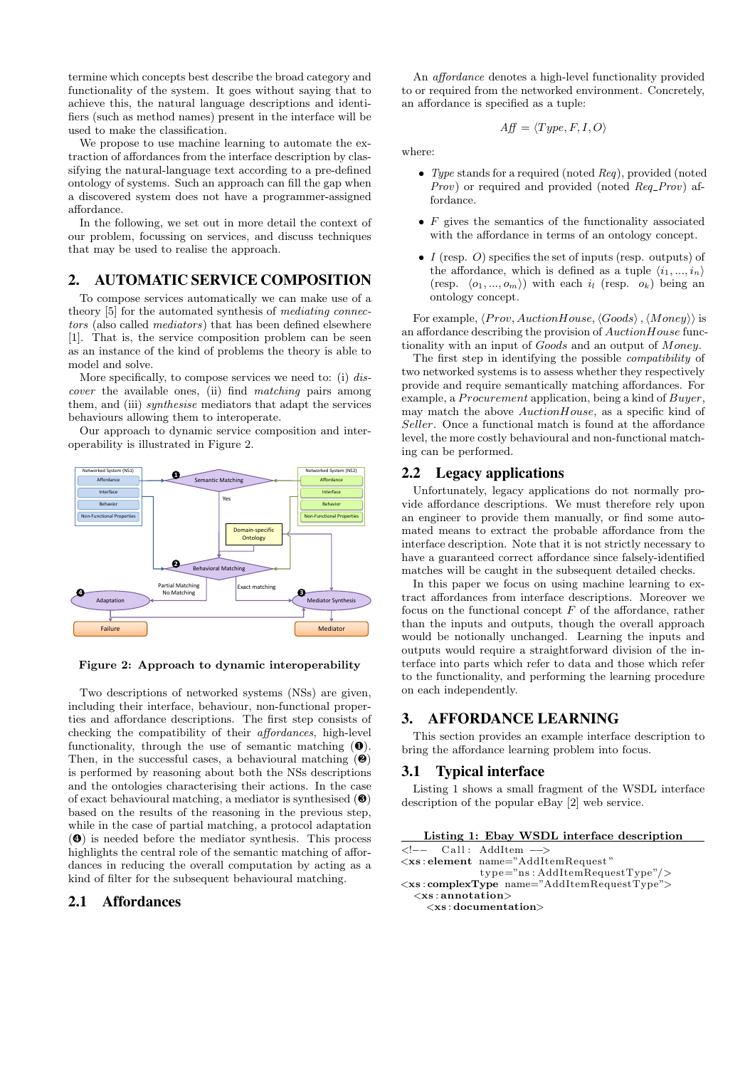termine which concepts best describe the broad category and functionality of the system. It goes without saying that to achieve this, the natural language descriptions and identifiers (such as method names) present in the interface will be used to make the classification.

We propose to use machine learning to automate the extraction of affordances from the interface description by classifying the natural-language text according to a pre-defined ontology of systems. Such an approach can fill the gap when a discovered system does not have a programmer-assigned affordance.

In the following, we set out in more detail the context of our problem, focussing on services, and discuss techniques that may be used to realise the approach.

## 2. AUTOMATIC SERVICE COMPOSITION

To compose services automatically we can make use of a theory [5] for the automated synthesis of *mediating connectors* (also called *mediators*) that has been defined elsewhere [1]. That is, the service composition problem can be seen as an instance of the kind of problems the theory is able to model and solve.

More specifically, to compose services we need to: (i) *discover* the available ones, (ii) find *matching* pairs among them, and (iii) *synthesise* mediators that adapt the services behaviours allowing them to interoperate.

Our approach to dynamic service composition and interoperability is illustrated in Figure 2.

**Figure 2: Approach to dynamic interoperability**

Two descriptions of networked systems (NSs) are given, including their interface, behaviour, non-functional properties and affordance descriptions. The first step consists of checking the compatibility of their *affordances*, high-level functionality, through the use of semantic matching (❶). Then, in the successful cases, a behavioural matching (❷) is performed by reasoning about both the NSs descriptions and the ontologies characterising their actions. In the case of exact behavioural matching, a mediator is synthesised (❸) based on the results of the reasoning in the previous step, while in the case of partial matching, a protocol adaptation (❹) is needed before the mediator synthesis. This process highlights the central role of the semantic matching of affordances in reducing the overall computation by acting as a kind of filter for the subsequent behavioural matching.

### 2.1 Affordances

An *affordance* denotes a high-level functionality provided to or required from the networked environment. Concretely, an affordance is specified as a tuple:

$$Aff = \langle Type, F, I, O \rangle$$

where:

- *Type* stands for a required (noted *Req*), provided (noted *Prov*) or required and provided (noted *Req_Prov*) affordance.
- $F$ gives the semantics of the functionality associated with the affordance in terms of an ontology concept.
- $I$ (resp. $O$) specifies the set of inputs (resp. outputs) of the affordance, which is defined as a tuple $\langle i_1, ..., i_n \rangle$ (resp. $\langle o_1, ..., o_m \rangle$) with each $i_l$ (resp. $o_k$) being an ontology concept.

For example, $\langle Prov, AuctionHouse, \langle Goods \rangle, \langle Money \rangle \rangle$ is an affordance describing the provision of $AuctionHouse$ functionality with an input of $Goods$ and an output of $Money$.

The first step in identifying the possible *compatibility* of two networked systems is to assess whether they respectively provide and require semantically matching affordances. For example, a $Procurement$ application, being a kind of $Buyer$, may match the above $AuctionHouse$, as a specific kind of $Seller$. Once a functional match is found at the affordance level, the more costly behavioural and non-functional matching can be performed.

### 2.2 Legacy applications

Unfortunately, legacy applications do not normally provide affordance descriptions. We must therefore rely upon an engineer to provide them manually, or find some automated means to extract the probable affordance from the interface description. Note that it is not strictly necessary to have a guaranteed correct affordance since falsely-identified matches will be caught in the subsequent detailed checks.

In this paper we focus on using machine learning to extract affordances from interface descriptions. Moreover we focus on the functional concept $F$ of the affordance, rather than the inputs and outputs, though the overall approach would be notionally unchanged. Learning the inputs and outputs would require a straightforward division of the interface into parts which refer to data and those which refer to the functionality, and performing the learning procedure on each independently.

## 3. AFFORDANCE LEARNING

This section provides an example interface description to bring the affordance learning problem into focus.

### 3.1 Typical interface

Listing 1 shows a small fragment of the WSDL interface description of the popular eBay [2] web service.

**Listing 1: Ebay WSDL interface description**

```
<!-- Call: AddItem -->
<xs:element name="AddItemRequest"
            type="ns:AddItemRequestType"/>
<xs:complexType name="AddItemRequestType">
  <xs:annotation>
    <xs:documentation>
```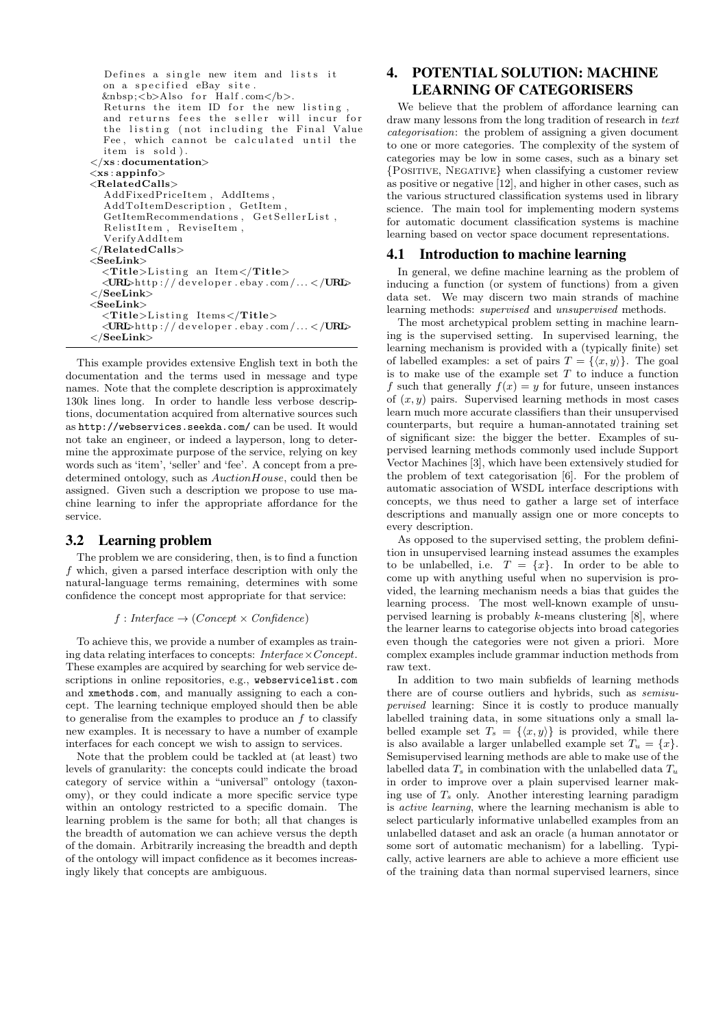```
    Defines a single new item and lists it
    on a specified eBay site.
    &nbsp;<b>Also for Half.com</b>.
    Returns the item ID for the new listing,
    and returns fees the seller will incur for
    the listing (not including the Final Value
    Fee, which cannot be calculated until the
    item is sold).
  </xs:documentation>
  <xs:appinfo>
  <RelatedCalls>
    AddFixedPriceItem, AddItems,
    AddToItemDescription, GetItem,
    GetItemRecommendations, GetSellerList,
    RelistItem, ReviseItem,
    VerifyAddItem
  </RelatedCalls>
  <SeeLink>
    <Title>Listing an Item</Title>
    <URL>http://developer.ebay.com/...</URL>
  </SeeLink>
  <SeeLink>
    <Title>Listing Items</Title>
    <URL>http://developer.ebay.com/...</URL>
  </SeeLink>
```

This example provides extensive English text in both the documentation and the terms used in message and type names. Note that the complete description is approximately 130k lines long. In order to handle less verbose descriptions, documentation acquired from alternative sources such as http://webservices.seekda.com/ can be used. It would not take an engineer, or indeed a layperson, long to determine the approximate purpose of the service, relying on key words such as 'item', 'seller' and 'fee'. A concept from a predetermined ontology, such as *AuctionHouse*, could then be assigned. Given such a description we propose to use machine learning to infer the appropriate affordance for the service.

## 3.2 Learning problem

The problem we are considering, then, is to find a function $f$ which, given a parsed interface description with only the natural-language terms remaining, determines with some confidence the concept most appropriate for that service:

$$f : Interface \rightarrow (Concept \times Confidence)$$

To achieve this, we provide a number of examples as training data relating interfaces to concepts: $Interface \times Concept$. These examples are acquired by searching for web service descriptions in online repositories, e.g., webservicelist.com and xmethods.com, and manually assigning to each a concept. The learning technique employed should then be able to generalise from the examples to produce an $f$ to classify new examples. It is necessary to have a number of example interfaces for each concept we wish to assign to services.

Note that the problem could be tackled at (at least) two levels of granularity: the concepts could indicate the broad category of service within a "universal" ontology (taxonomy), or they could indicate a more specific service type within an ontology restricted to a specific domain. The learning problem is the same for both; all that changes is the breadth of automation we can achieve versus the depth of the domain. Arbitrarily increasing the breadth and depth of the ontology will impact confidence as it becomes increasingly likely that concepts are ambiguous.

# 4. POTENTIAL SOLUTION: MACHINE LEARNING OF CATEGORISERS

We believe that the problem of affordance learning can draw many lessons from the long tradition of research in *text categorisation*: the problem of assigning a given document to one or more categories. The complexity of the system of categories may be low in some cases, such as a binary set {POSITIVE, NEGATIVE} when classifying a customer review as positive or negative [12], and higher in other cases, such as the various structured classification systems used in library science. The main tool for implementing modern systems for automatic document classification systems is machine learning based on vector space document representations.

## 4.1 Introduction to machine learning

In general, we define machine learning as the problem of inducing a function (or system of functions) from a given data set. We may discern two main strands of machine learning methods: *supervised* and *unsupervised* methods.

The most archetypical problem setting in machine learning is the supervised setting. In supervised learning, the learning mechanism is provided with a (typically finite) set of labelled examples: a set of pairs $T = \{\langle x, y\rangle\}$. The goal is to make use of the example set $T$ to induce a function $f$ such that generally $f(x) = y$ for future, unseen instances of $(x, y)$ pairs. Supervised learning methods in most cases learn much more accurate classifiers than their unsupervised counterparts, but require a human-annotated training set of significant size: the bigger the better. Examples of supervised learning methods commonly used include Support Vector Machines [3], which have been extensively studied for the problem of text categorisation [6]. For the problem of automatic association of WSDL interface descriptions with concepts, we thus need to gather a large set of interface descriptions and manually assign one or more concepts to every description.

As opposed to the supervised setting, the problem definition in unsupervised learning instead assumes the examples to be unlabelled, i.e. $T = \{x\}$. In order to be able to come up with anything useful when no supervision is provided, the learning mechanism needs a bias that guides the learning process. The most well-known example of unsupervised learning is probably $k$-means clustering [8], where the learner learns to categorise objects into broad categories even though the categories were not given a priori. More complex examples include grammar induction methods from raw text.

In addition to two main subfields of learning methods there are of course outliers and hybrids, such as *semisupervised* learning: Since it is costly to produce manually labelled training data, in some situations only a small labelled example set $T_s = \{\langle x, y\rangle\}$ is provided, while there is also available a larger unlabelled example set $T_u = \{x\}$. Semisupervised learning methods are able to make use of the labelled data $T_s$ in combination with the unlabelled data $T_u$ in order to improve over a plain supervised learner making use of $T_s$ only. Another interesting learning paradigm is *active learning*, where the learning mechanism is able to select particularly informative unlabelled examples from an unlabelled dataset and ask an oracle (a human annotator or some sort of automatic mechanism) for a labelling. Typically, active learners are able to achieve a more efficient use of the training data than normal supervised learners, since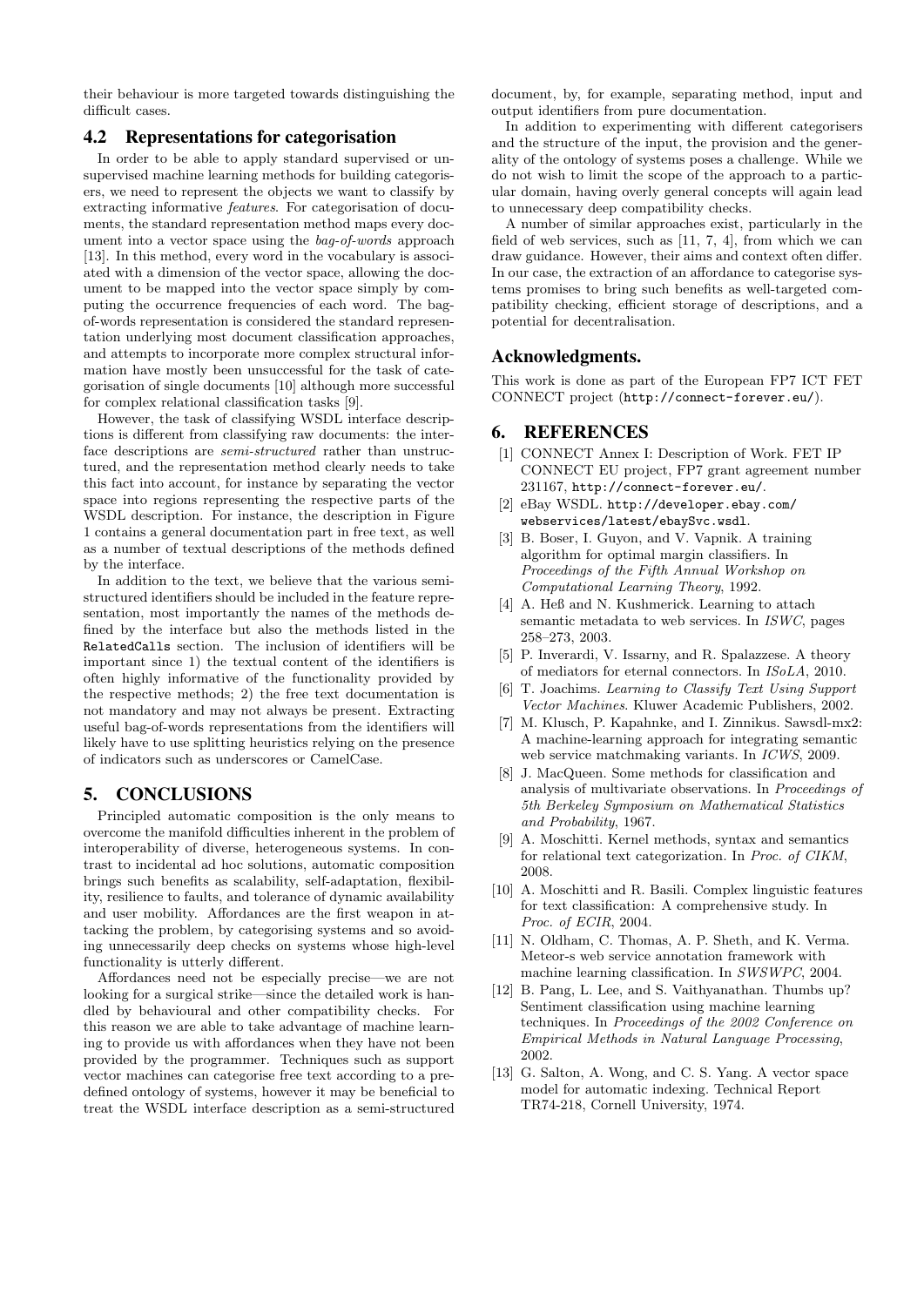their behaviour is more targeted towards distinguishing the difficult cases.

## 4.2 Representations for categorisation

In order to be able to apply standard supervised or unsupervised machine learning methods for building categorisers, we need to represent the objects we want to classify by extracting informative *features*. For categorisation of documents, the standard representation method maps every document into a vector space using the *bag-of-words* approach [13]. In this method, every word in the vocabulary is associated with a dimension of the vector space, allowing the document to be mapped into the vector space simply by computing the occurrence frequencies of each word. The bag-of-words representation is considered the standard representation underlying most document classification approaches, and attempts to incorporate more complex structural information have mostly been unsuccessful for the task of categorisation of single documents [10] although more successful for complex relational classification tasks [9].

However, the task of classifying WSDL interface descriptions is different from classifying raw documents: the interface descriptions are *semi-structured* rather than unstructured, and the representation method clearly needs to take this fact into account, for instance by separating the vector space into regions representing the respective parts of the WSDL description. For instance, the description in Figure 1 contains a general documentation part in free text, as well as a number of textual descriptions of the methods defined by the interface.

In addition to the text, we believe that the various semi-structured identifiers should be included in the feature representation, most importantly the names of the methods defined by the interface but also the methods listed in the `RelatedCalls` section. The inclusion of identifiers will be important since 1) the textual content of the identifiers is often highly informative of the functionality provided by the respective methods; 2) the free text documentation is not mandatory and may not always be present. Extracting useful bag-of-words representations from the identifiers will likely have to use splitting heuristics relying on the presence of indicators such as underscores or CamelCase.

# 5. CONCLUSIONS

Principled automatic composition is the only means to overcome the manifold difficulties inherent in the problem of interoperability of diverse, heterogeneous systems. In contrast to incidental ad hoc solutions, automatic composition brings such benefits as scalability, self-adaptation, flexibility, resilience to faults, and tolerance of dynamic availability and user mobility. Affordances are the first weapon in attacking the problem, by categorising systems and so avoiding unnecessarily deep checks on systems whose high-level functionality is utterly different.

Affordances need not be especially precise—we are not looking for a surgical strike—since the detailed work is handled by behavioural and other compatibility checks. For this reason we are able to take advantage of machine learning to provide us with affordances when they have not been provided by the programmer. Techniques such as support vector machines can categorise free text according to a predefined ontology of systems, however it may be beneficial to treat the WSDL interface description as a semi-structured document, by, for example, separating method, input and output identifiers from pure documentation.

In addition to experimenting with different categorisers and the structure of the input, the provision and the generality of the ontology of systems poses a challenge. While we do not wish to limit the scope of the approach to a particular domain, having overly general concepts will again lead to unnecessary deep compatibility checks.

A number of similar approaches exist, particularly in the field of web services, such as [11, 7, 4], from which we can draw guidance. However, their aims and context often differ. In our case, the extraction of an affordance to categorise systems promises to bring such benefits as well-targeted compatibility checking, efficient storage of descriptions, and a potential for decentralisation.

## Acknowledgments.

This work is done as part of the European FP7 ICT FET CONNECT project (`http://connect-forever.eu/`).

# 6. REFERENCES

[1] CONNECT Annex I: Description of Work. FET IP CONNECT EU project, FP7 grant agreement number 231167, `http://connect-forever.eu/`.

[2] eBay WSDL. `http://developer.ebay.com/webservices/latest/ebaySvc.wsdl`.

[3] B. Boser, I. Guyon, and V. Vapnik. A training algorithm for optimal margin classifiers. In *Proceedings of the Fifth Annual Workshop on Computational Learning Theory*, 1992.

[4] A. Heß and N. Kushmerick. Learning to attach semantic metadata to web services. In *ISWC*, pages 258–273, 2003.

[5] P. Inverardi, V. Issarny, and R. Spalazzese. A theory of mediators for eternal connectors. In *ISoLA*, 2010.

[6] T. Joachims. *Learning to Classify Text Using Support Vector Machines*. Kluwer Academic Publishers, 2002.

[7] M. Klusch, P. Kapahnke, and I. Zinnikus. Sawsdl-mx2: A machine-learning approach for integrating semantic web service matchmaking variants. In *ICWS*, 2009.

[8] J. MacQueen. Some methods for classification and analysis of multivariate observations. In *Proceedings of 5th Berkeley Symposium on Mathematical Statistics and Probability*, 1967.

[9] A. Moschitti. Kernel methods, syntax and semantics for relational text categorization. In *Proc. of CIKM*, 2008.

[10] A. Moschitti and R. Basili. Complex linguistic features for text classification: A comprehensive study. In *Proc. of ECIR*, 2004.

[11] N. Oldham, C. Thomas, A. P. Sheth, and K. Verma. Meteor-s web service annotation framework with machine learning classification. In *SWSWPC*, 2004.

[12] B. Pang, L. Lee, and S. Vaithyanathan. Thumbs up? Sentiment classification using machine learning techniques. In *Proceedings of the 2002 Conference on Empirical Methods in Natural Language Processing*, 2002.

[13] G. Salton, A. Wong, and C. S. Yang. A vector space model for automatic indexing. Technical Report TR74-218, Cornell University, 1974.